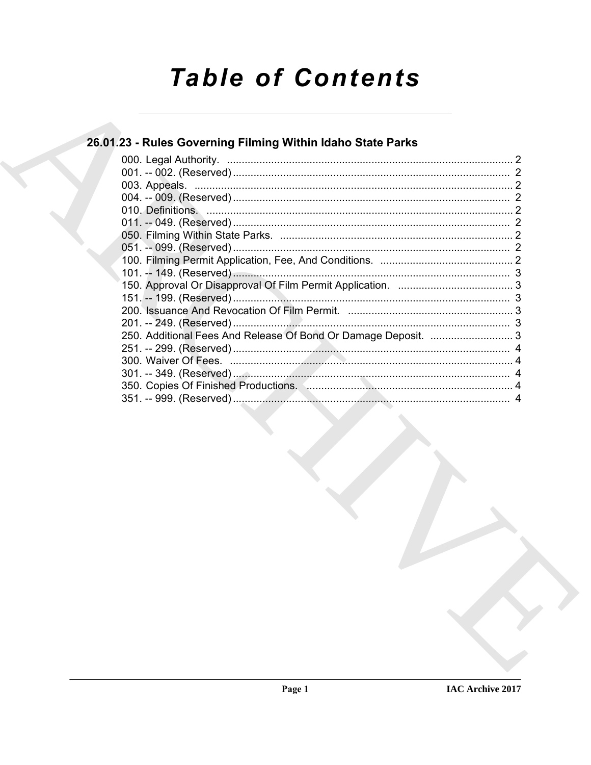# Table of Contents

## 26.01.23 - Rules Governing Filming Within Idaho State Parks

000. Legal Authority. .......... 2
001. -- 002. (Reserved) .......... 2
003. Appeals. .......... 2
004. -- 009. (Reserved) .......... 2
010. Definitions. .......... 2
011. -- 049. (Reserved) .......... 2
050. Filming Within State Parks. .......... 2
051. -- 099. (Reserved) .......... 2
100. Filming Permit Application, Fee, And Conditions. .......... 2
101. -- 149. (Reserved) .......... 3
150. Approval Or Disapproval Of Film Permit Application. .......... 3
151. -- 199. (Reserved) .......... 3
200. Issuance And Revocation Of Film Permit. .......... 3
201. -- 249. (Reserved) .......... 3
250. Additional Fees And Release Of Bond Or Damage Deposit. .......... 3
251. -- 299. (Reserved) .......... 4
300. Waiver Of Fees. .......... 4
301. -- 349. (Reserved) .......... 4
350. Copies Of Finished Productions. .......... 4
351. -- 999. (Reserved) .......... 4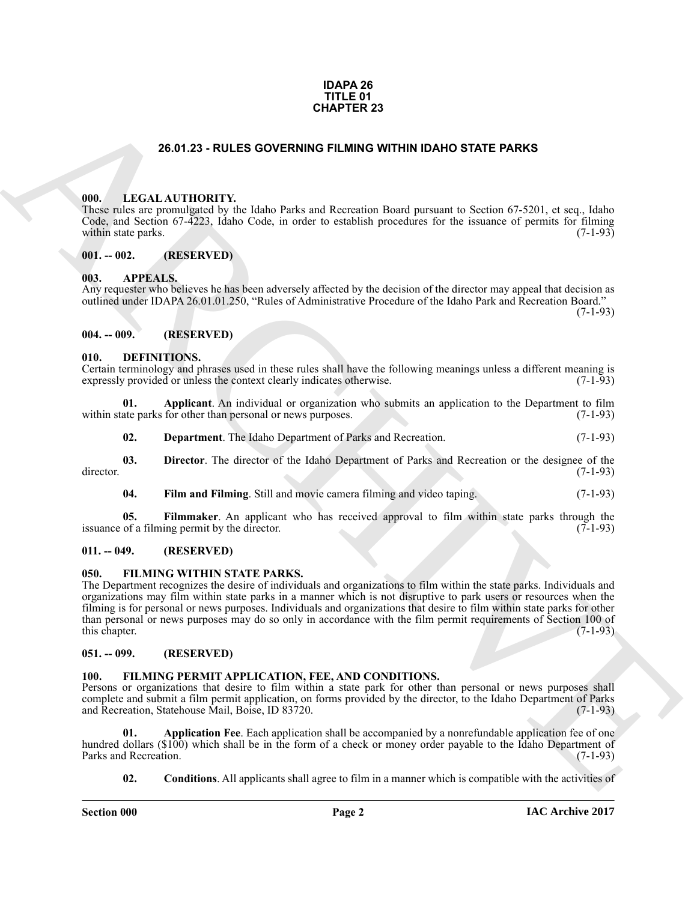**IDAPA 26**
**TITLE 01**
**CHAPTER 23**

## 26.01.23 - RULES GOVERNING FILMING WITHIN IDAHO STATE PARKS

### 000. LEGAL AUTHORITY.

These rules are promulgated by the Idaho Parks and Recreation Board pursuant to Section 67-5201, et seq., Idaho Code, and Section 67-4223, Idaho Code, in order to establish procedures for the issuance of permits for filming within state parks. (7-1-93)

### 001. -- 002. (RESERVED)

### 003. APPEALS.

Any requester who believes he has been adversely affected by the decision of the director may appeal that decision as outlined under IDAPA 26.01.01.250, "Rules of Administrative Procedure of the Idaho Park and Recreation Board." (7-1-93)

### 004. -- 009. (RESERVED)

### 010. DEFINITIONS.

Certain terminology and phrases used in these rules shall have the following meanings unless a different meaning is expressly provided or unless the context clearly indicates otherwise. (7-1-93)

**01. Applicant**. An individual or organization who submits an application to the Department to film within state parks for other than personal or news purposes. (7-1-93)

**02. Department**. The Idaho Department of Parks and Recreation. (7-1-93)

**03. Director**. The director of the Idaho Department of Parks and Recreation or the designee of the director. (7-1-93)

**04. Film and Filming**. Still and movie camera filming and video taping. (7-1-93)

**05. Filmmaker**. An applicant who has received approval to film within state parks through the issuance of a filming permit by the director. (7-1-93)

### 011. -- 049. (RESERVED)

### 050. FILMING WITHIN STATE PARKS.

The Department recognizes the desire of individuals and organizations to film within the state parks. Individuals and organizations may film within state parks in a manner which is not disruptive to park users or resources when the filming is for personal or news purposes. Individuals and organizations that desire to film within state parks for other than personal or news purposes may do so only in accordance with the film permit requirements of Section 100 of this chapter. (7-1-93)

### 051. -- 099. (RESERVED)

### 100. FILMING PERMIT APPLICATION, FEE, AND CONDITIONS.

Persons or organizations that desire to film within a state park for other than personal or news purposes shall complete and submit a film permit application, on forms provided by the director, to the Idaho Department of Parks and Recreation, Statehouse Mail, Boise, ID 83720. (7-1-93)

**01. Application Fee**. Each application shall be accompanied by a nonrefundable application fee of one hundred dollars ($100) which shall be in the form of a check or money order payable to the Idaho Department of Parks and Recreation. (7-1-93)

**02. Conditions**. All applicants shall agree to film in a manner which is compatible with the activities of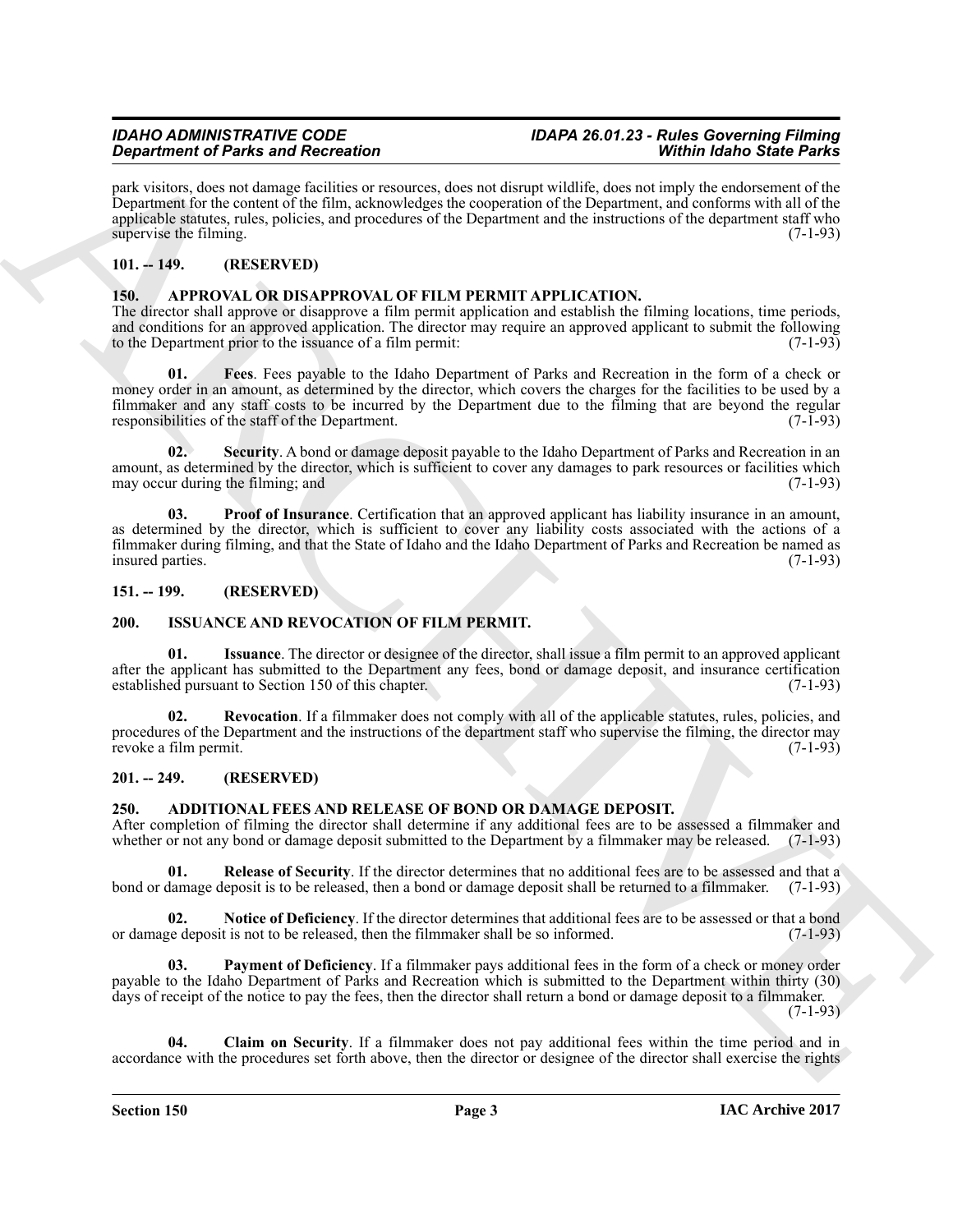park visitors, does not damage facilities or resources, does not disrupt wildlife, does not imply the endorsement of the Department for the content of the film, acknowledges the cooperation of the Department, and conforms with all of the applicable statutes, rules, policies, and procedures of the Department and the instructions of the department staff who supervise the filming. (7-1-93)

## 101. -- 149. (RESERVED)

## 150. APPROVAL OR DISAPPROVAL OF FILM PERMIT APPLICATION.

The director shall approve or disapprove a film permit application and establish the filming locations, time periods, and conditions for an approved application. The director may require an approved applicant to submit the following to the Department prior to the issuance of a film permit: (7-1-93)

**01. Fees**. Fees payable to the Idaho Department of Parks and Recreation in the form of a check or money order in an amount, as determined by the director, which covers the charges for the facilities to be used by a filmmaker and any staff costs to be incurred by the Department due to the filming that are beyond the regular responsibilities of the staff of the Department. (7-1-93)

**02. Security**. A bond or damage deposit payable to the Idaho Department of Parks and Recreation in an amount, as determined by the director, which is sufficient to cover any damages to park resources or facilities which may occur during the filming; and (7-1-93)

**03. Proof of Insurance**. Certification that an approved applicant has liability insurance in an amount, as determined by the director, which is sufficient to cover any liability costs associated with the actions of a filmmaker during filming, and that the State of Idaho and the Idaho Department of Parks and Recreation be named as insured parties. (7-1-93)

## 151. -- 199. (RESERVED)

## 200. ISSUANCE AND REVOCATION OF FILM PERMIT.

**01. Issuance**. The director or designee of the director, shall issue a film permit to an approved applicant after the applicant has submitted to the Department any fees, bond or damage deposit, and insurance certification established pursuant to Section 150 of this chapter. (7-1-93)

**02. Revocation**. If a filmmaker does not comply with all of the applicable statutes, rules, policies, and procedures of the Department and the instructions of the department staff who supervise the filming, the director may revoke a film permit. (7-1-93)

## 201. -- 249. (RESERVED)

## 250. ADDITIONAL FEES AND RELEASE OF BOND OR DAMAGE DEPOSIT.

After completion of filming the director shall determine if any additional fees are to be assessed a filmmaker and whether or not any bond or damage deposit submitted to the Department by a filmmaker may be released. (7-1-93)

**01. Release of Security**. If the director determines that no additional fees are to be assessed and that a bond or damage deposit is to be released, then a bond or damage deposit shall be returned to a filmmaker. (7-1-93)

**02. Notice of Deficiency**. If the director determines that additional fees are to be assessed or that a bond or damage deposit is not to be released, then the filmmaker shall be so informed. (7-1-93)

**03. Payment of Deficiency**. If a filmmaker pays additional fees in the form of a check or money order payable to the Idaho Department of Parks and Recreation which is submitted to the Department within thirty (30) days of receipt of the notice to pay the fees, then the director shall return a bond or damage deposit to a filmmaker. (7-1-93)

**04. Claim on Security**. If a filmmaker does not pay additional fees within the time period and in accordance with the procedures set forth above, then the director or designee of the director shall exercise the rights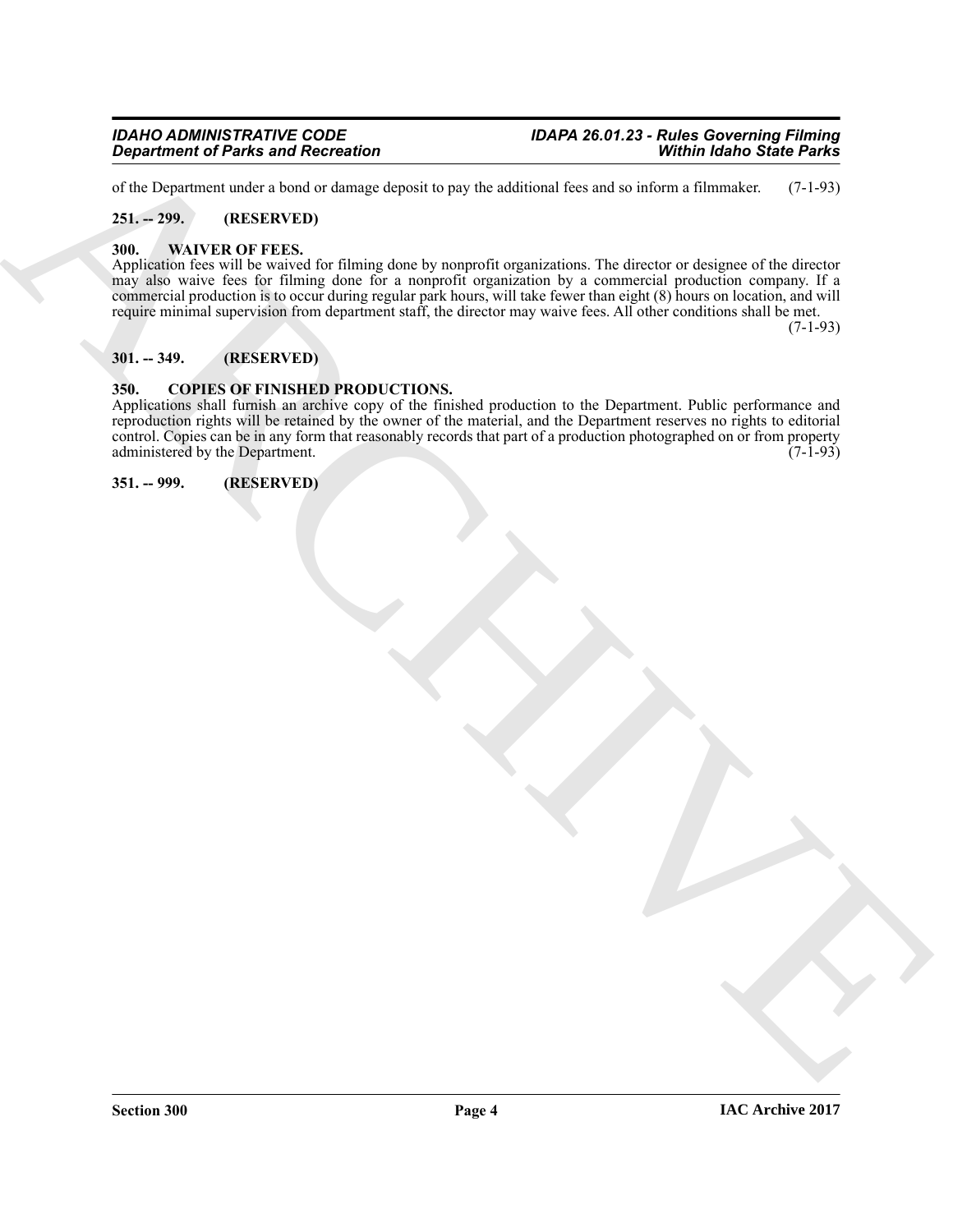of the Department under a bond or damage deposit to pay the additional fees and so inform a filmmaker. (7-1-93)

## 251. -- 299. (RESERVED)

## 300. WAIVER OF FEES.

Application fees will be waived for filming done by nonprofit organizations. The director or designee of the director may also waive fees for filming done for a nonprofit organization by a commercial production company. If a commercial production is to occur during regular park hours, will take fewer than eight (8) hours on location, and will require minimal supervision from department staff, the director may waive fees. All other conditions shall be met. (7-1-93)

## 301. -- 349. (RESERVED)

## 350. COPIES OF FINISHED PRODUCTIONS.

Applications shall furnish an archive copy of the finished production to the Department. Public performance and reproduction rights will be retained by the owner of the material, and the Department reserves no rights to editorial control. Copies can be in any form that reasonably records that part of a production photographed on or from property administered by the Department. (7-1-93)

## 351. -- 999. (RESERVED)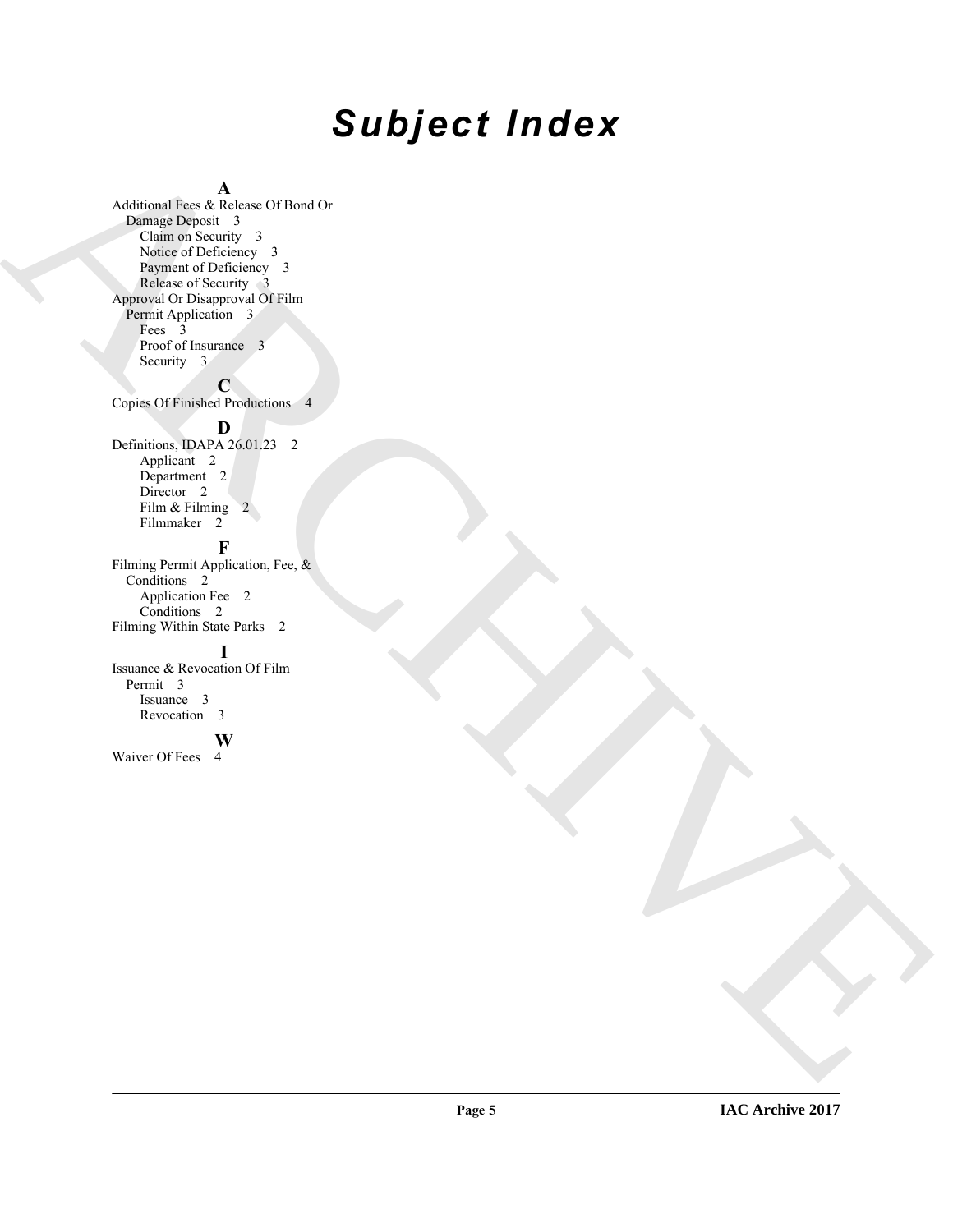# Subject Index

**A**

Additional Fees & Release Of Bond Or Damage Deposit 3
- Claim on Security 3
- Notice of Deficiency 3
- Payment of Deficiency 3
- Release of Security 3

Approval Or Disapproval Of Film Permit Application 3
- Fees 3
- Proof of Insurance 3
- Security 3

**C**

Copies Of Finished Productions 4

**D**

Definitions, IDAPA 26.01.23 2
- Applicant 2
- Department 2
- Director 2
- Film & Filming 2
- Filmmaker 2

**F**

Filming Permit Application, Fee, & Conditions 2
- Application Fee 2
- Conditions 2

Filming Within State Parks 2

**I**

Issuance & Revocation Of Film Permit 3
- Issuance 3
- Revocation 3

**W**

Waiver Of Fees 4